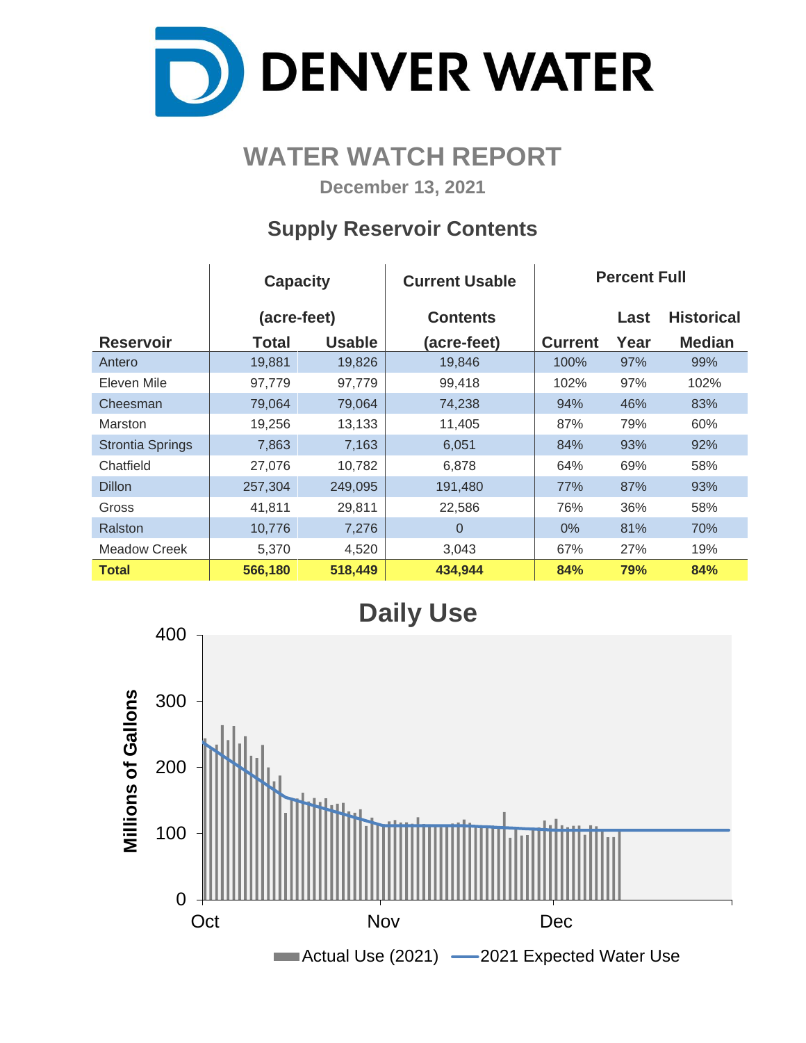# DENVER WATER

## WATER WATCH REPORT

**December 13, 2021**

### Supply Reservoir Contents

| Reservoir | Capacity (acre-feet) Total | Usable | Current Usable Contents (acre-feet) | Percent Full Current | Last Year | Historical Median |
|---|---|---|---|---|---|---|
| Antero | 19,881 | 19,826 | 19,846 | 100% | 97% | 99% |
| Eleven Mile | 97,779 | 97,779 | 99,418 | 102% | 97% | 102% |
| Cheesman | 79,064 | 79,064 | 74,238 | 94% | 46% | 83% |
| Marston | 19,256 | 13,133 | 11,405 | 87% | 79% | 60% |
| Strontia Springs | 7,863 | 7,163 | 6,051 | 84% | 93% | 92% |
| Chatfield | 27,076 | 10,782 | 6,878 | 64% | 69% | 58% |
| Dillon | 257,304 | 249,095 | 191,480 | 77% | 87% | 93% |
| Gross | 41,811 | 29,811 | 22,586 | 76% | 36% | 58% |
| Ralston | 10,776 | 7,276 | 0 | 0% | 81% | 70% |
| Meadow Creek | 5,370 | 4,520 | 3,043 | 67% | 27% | 19% |
| **Total** | **566,180** | **518,449** | **434,944** | **84%** | **79%** | **84%** |

### Daily Use

Millions of Gallons (0–400); Oct, Nov, Dec

Actual Use (2021) — 2021 Expected Water Use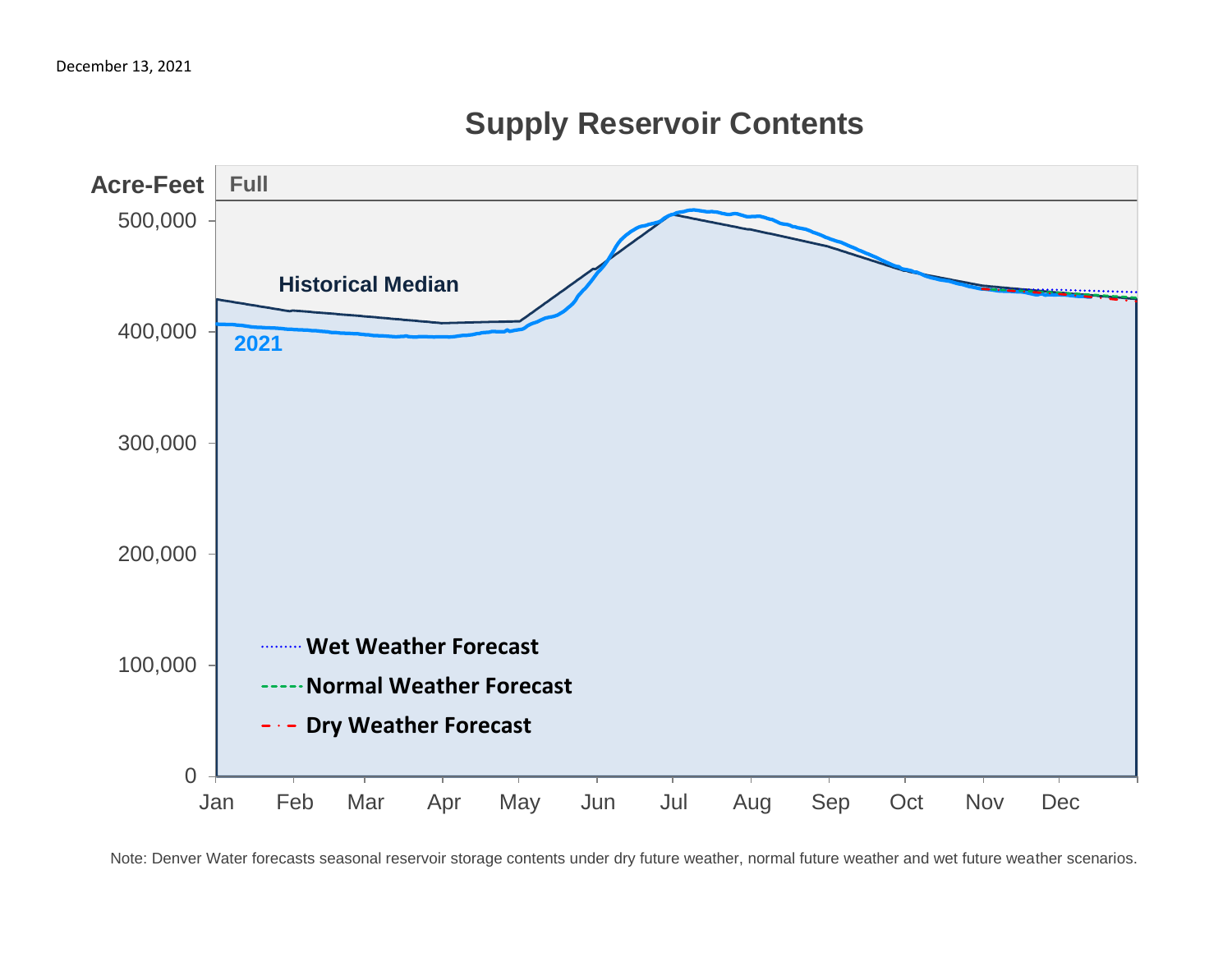December 13, 2021

## Supply Reservoir Contents

Acre-Feet

Full

Historical Median

2021

Wet Weather Forecast

Normal Weather Forecast

Dry Weather Forecast

Note: Denver Water forecasts seasonal reservoir storage contents under dry future weather, normal future weather and wet future weather scenarios.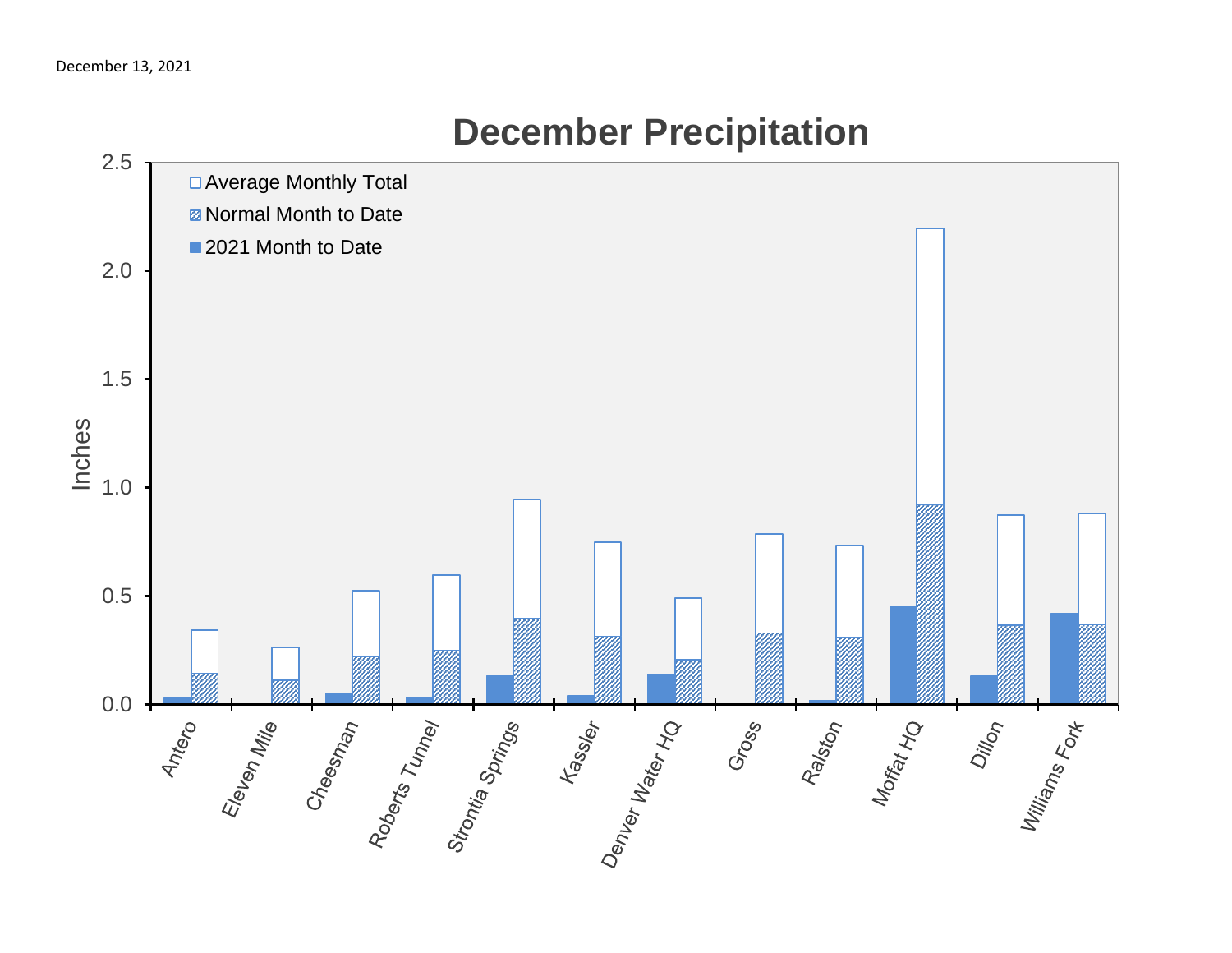December 13, 2021

# December Precipitation

Inches

- Average Monthly Total
- Normal Month to Date
- 2021 Month to Date

Antero, Eleven Mile, Cheesman, Roberts Tunnel, Strontia Springs, Kassler, Denver Water HQ, Gross, Ralston, Moffat HQ, Dillon, Williams Fork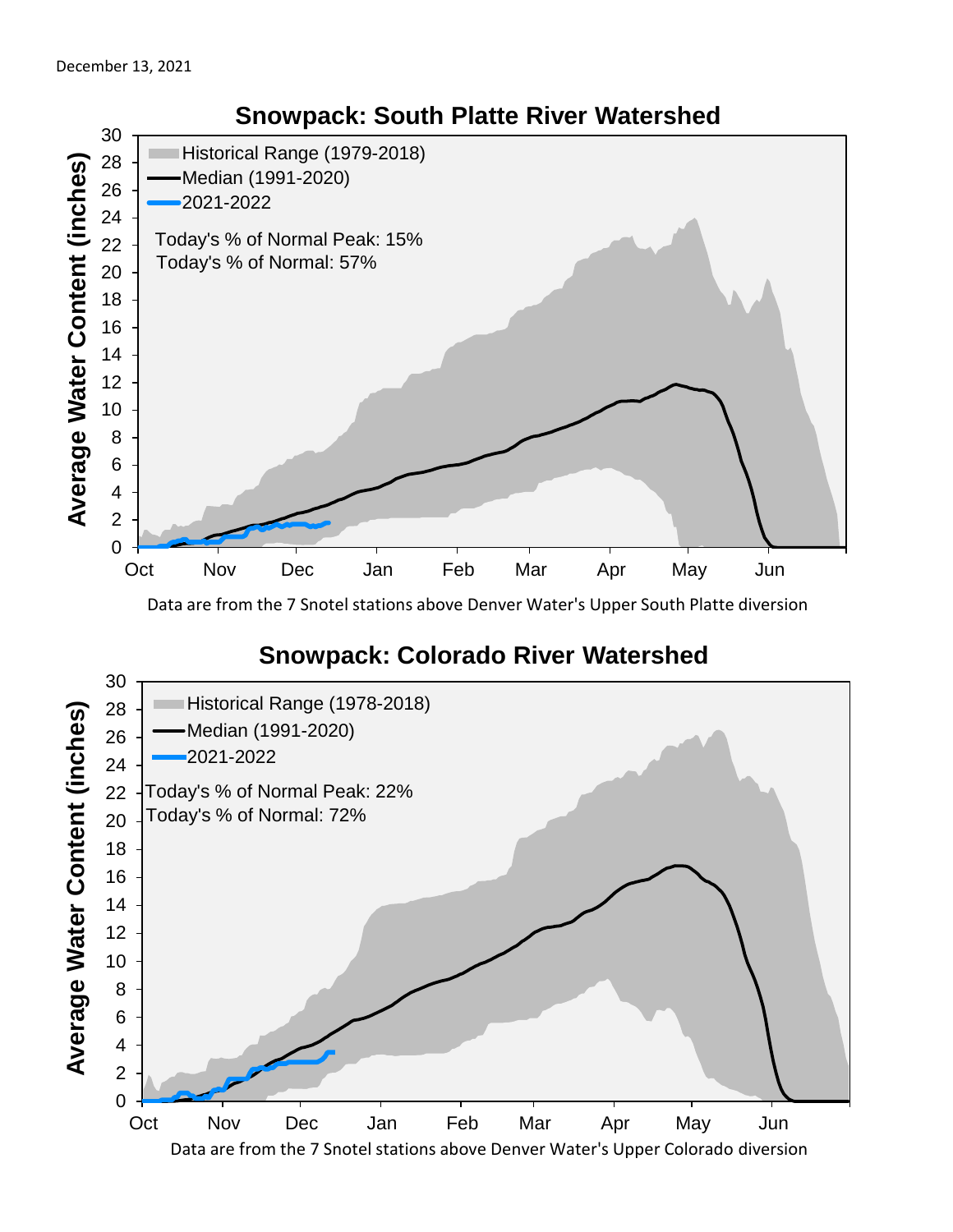December 13, 2021

## Snowpack: South Platte River Watershed

Historical Range (1979-2018)
Median (1991-2020)
2021-2022

Today's % of Normal Peak: 15%
Today's % of Normal: 57%

Average Water Content (inches)

Data are from the 7 Snotel stations above Denver Water's Upper South Platte diversion

## Snowpack: Colorado River Watershed

Historical Range (1978-2018)
Median (1991-2020)
2021-2022

Today's % of Normal Peak: 22%
Today's % of Normal: 72%

Average Water Content (inches)

Data are from the 7 Snotel stations above Denver Water's Upper Colorado diversion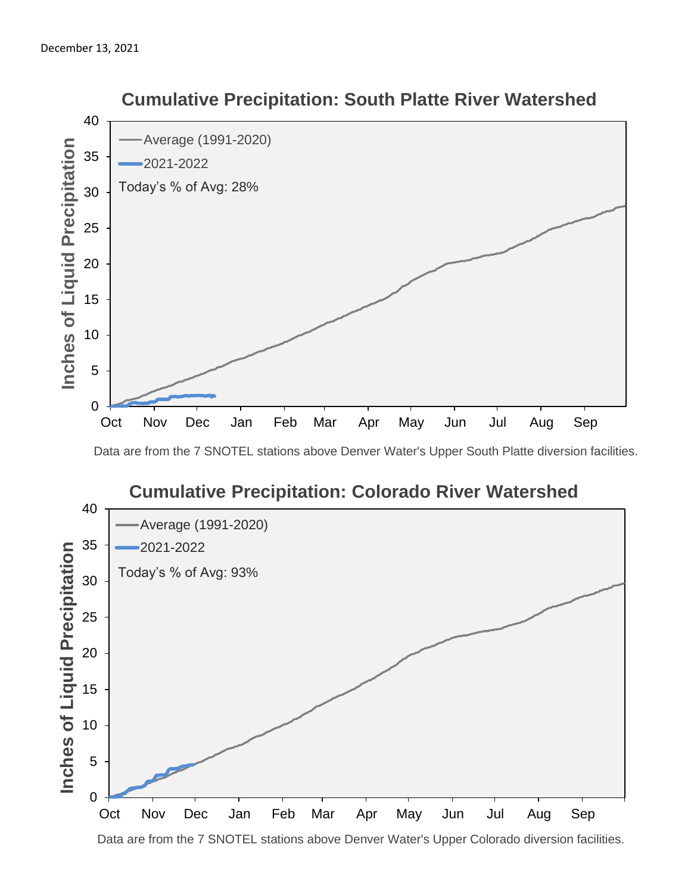December 13, 2021

## Cumulative Precipitation: South Platte River Watershed

Inches of Liquid Precipitation

Average (1991-2020)

2021-2022

Today's % of Avg: 28%

Oct Nov Dec Jan Feb Mar Apr May Jun Jul Aug Sep

Data are from the 7 SNOTEL stations above Denver Water's Upper South Platte diversion facilities.

## Cumulative Precipitation: Colorado River Watershed

Inches of Liquid Precipitation

Average (1991-2020)

2021-2022

Today's % of Avg: 93%

Oct Nov Dec Jan Feb Mar Apr May Jun Jul Aug Sep

Data are from the 7 SNOTEL stations above Denver Water's Upper Colorado diversion facilities.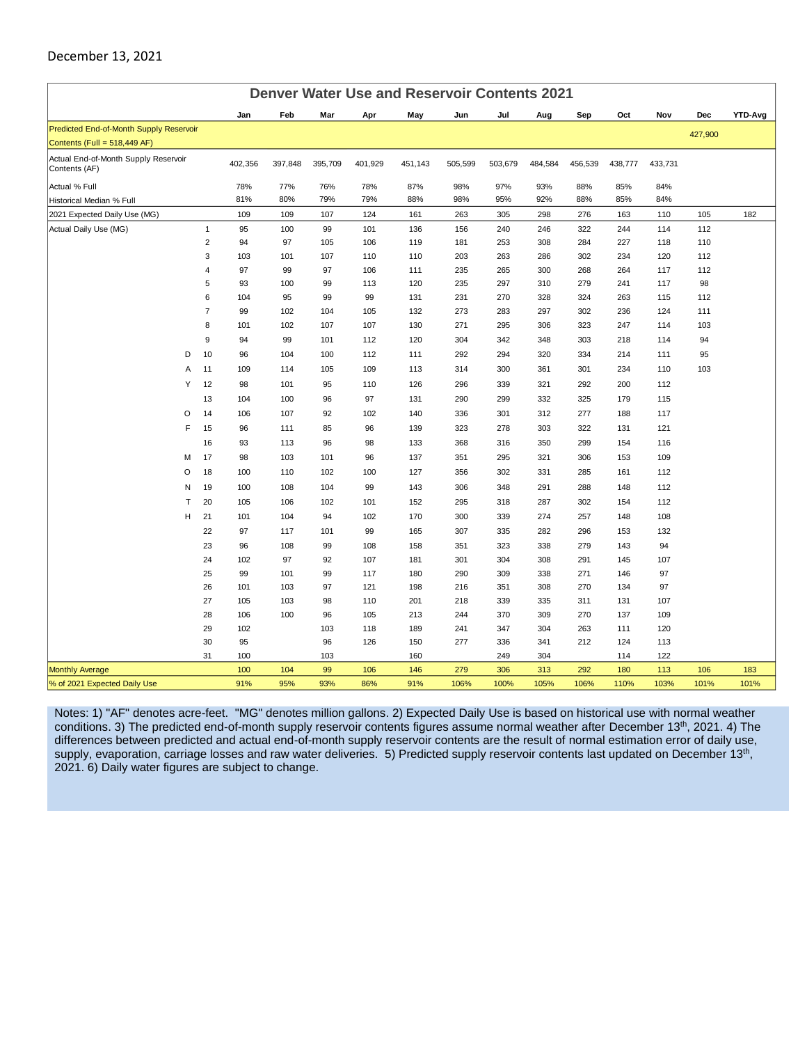December 13, 2021

## Denver Water Use and Reservoir Contents 2021

| | | | Jan | Feb | Mar | Apr | May | Jun | Jul | Aug | Sep | Oct | Nov | Dec | YTD-Avg |
|---|---|---|---|---|---|---|---|---|---|---|---|---|---|---|---|
| Predicted End-of-Month Supply Reservoir Contents (Full = 518,449 AF) | | | | | | | | | | | | | | 427,900 | |
| Actual End-of-Month Supply Reservoir Contents (AF) | | | 402,356 | 397,848 | 395,709 | 401,929 | 451,143 | 505,599 | 503,679 | 484,584 | 456,539 | 438,777 | 433,731 | | |
| Actual % Full | | | 78% | 77% | 76% | 78% | 87% | 98% | 97% | 93% | 88% | 85% | 84% | | |
| Historical Median % Full | | | 81% | 80% | 79% | 79% | 88% | 98% | 95% | 92% | 88% | 85% | 84% | | |
| 2021 Expected Daily Use (MG) | | | 109 | 109 | 107 | 124 | 161 | 263 | 305 | 298 | 276 | 163 | 110 | 105 | 182 |
| Actual Daily Use (MG) | | 1 | 95 | 100 | 99 | 101 | 136 | 156 | 240 | 246 | 322 | 244 | 114 | 112 | |
| | | 2 | 94 | 97 | 105 | 106 | 119 | 181 | 253 | 308 | 284 | 227 | 118 | 110 | |
| | | 3 | 103 | 101 | 107 | 110 | 110 | 203 | 263 | 286 | 302 | 234 | 120 | 112 | |
| | | 4 | 97 | 99 | 97 | 106 | 111 | 235 | 265 | 300 | 268 | 264 | 117 | 112 | |
| | | 5 | 93 | 100 | 99 | 113 | 120 | 235 | 297 | 310 | 279 | 241 | 117 | 98 | |
| | | 6 | 104 | 95 | 99 | 99 | 131 | 231 | 270 | 328 | 324 | 263 | 115 | 112 | |
| | | 7 | 99 | 102 | 104 | 105 | 132 | 273 | 283 | 297 | 302 | 236 | 124 | 111 | |
| | | 8 | 101 | 102 | 107 | 107 | 130 | 271 | 295 | 306 | 323 | 247 | 114 | 103 | |
| | | 9 | 94 | 99 | 101 | 112 | 120 | 304 | 342 | 348 | 303 | 218 | 114 | 94 | |
| | D | 10 | 96 | 104 | 100 | 112 | 111 | 292 | 294 | 320 | 334 | 214 | 111 | 95 | |
| | A | 11 | 109 | 114 | 105 | 109 | 113 | 314 | 300 | 361 | 301 | 234 | 110 | 103 | |
| | Y | 12 | 98 | 101 | 95 | 110 | 126 | 296 | 339 | 321 | 292 | 200 | 112 | | |
| | | 13 | 104 | 100 | 96 | 97 | 131 | 290 | 299 | 332 | 325 | 179 | 115 | | |
| | O | 14 | 106 | 107 | 92 | 102 | 140 | 336 | 301 | 312 | 277 | 188 | 117 | | |
| | F | 15 | 96 | 111 | 85 | 96 | 139 | 323 | 278 | 303 | 322 | 131 | 121 | | |
| | | 16 | 93 | 113 | 96 | 98 | 133 | 368 | 316 | 350 | 299 | 154 | 116 | | |
| | M | 17 | 98 | 103 | 101 | 96 | 137 | 351 | 295 | 321 | 306 | 153 | 109 | | |
| | O | 18 | 100 | 110 | 102 | 100 | 127 | 356 | 302 | 331 | 285 | 161 | 112 | | |
| | N | 19 | 100 | 108 | 104 | 99 | 143 | 306 | 348 | 291 | 288 | 148 | 112 | | |
| | T | 20 | 105 | 106 | 102 | 101 | 152 | 295 | 318 | 287 | 302 | 154 | 112 | | |
| | H | 21 | 101 | 104 | 94 | 102 | 170 | 300 | 339 | 274 | 257 | 148 | 108 | | |
| | | 22 | 97 | 117 | 101 | 99 | 165 | 307 | 335 | 282 | 296 | 153 | 132 | | |
| | | 23 | 96 | 108 | 99 | 108 | 158 | 351 | 323 | 338 | 279 | 143 | 94 | | |
| | | 24 | 102 | 97 | 92 | 107 | 181 | 301 | 304 | 308 | 291 | 145 | 107 | | |
| | | 25 | 99 | 101 | 99 | 117 | 180 | 290 | 309 | 338 | 271 | 146 | 97 | | |
| | | 26 | 101 | 103 | 97 | 121 | 198 | 216 | 351 | 308 | 270 | 134 | 97 | | |
| | | 27 | 105 | 103 | 98 | 110 | 201 | 218 | 339 | 335 | 311 | 131 | 107 | | |
| | | 28 | 106 | 100 | 96 | 105 | 213 | 244 | 370 | 309 | 270 | 137 | 109 | | |
| | | 29 | 102 | | 103 | 118 | 189 | 241 | 347 | 304 | 263 | 111 | 120 | | |
| | | 30 | 95 | | 96 | 126 | 150 | 277 | 336 | 341 | 212 | 124 | 113 | | |
| | | 31 | 100 | | 103 | | 160 | | 249 | 304 | | 114 | 122 | | |
| Monthly Average | | | 100 | 104 | 99 | 106 | 146 | 279 | 306 | 313 | 292 | 180 | 113 | 106 | 183 |
| % of 2021 Expected Daily Use | | | 91% | 95% | 93% | 86% | 91% | 106% | 100% | 105% | 106% | 110% | 103% | 101% | 101% |

Notes: 1) "AF" denotes acre-feet. "MG" denotes million gallons. 2) Expected Daily Use is based on historical use with normal weather conditions. 3) The predicted end-of-month supply reservoir contents figures assume normal weather after December 13th, 2021. 4) The differences between predicted and actual end-of-month supply reservoir contents are the result of normal estimation error of daily use, supply, evaporation, carriage losses and raw water deliveries. 5) Predicted supply reservoir contents last updated on December 13th, 2021. 6) Daily water figures are subject to change.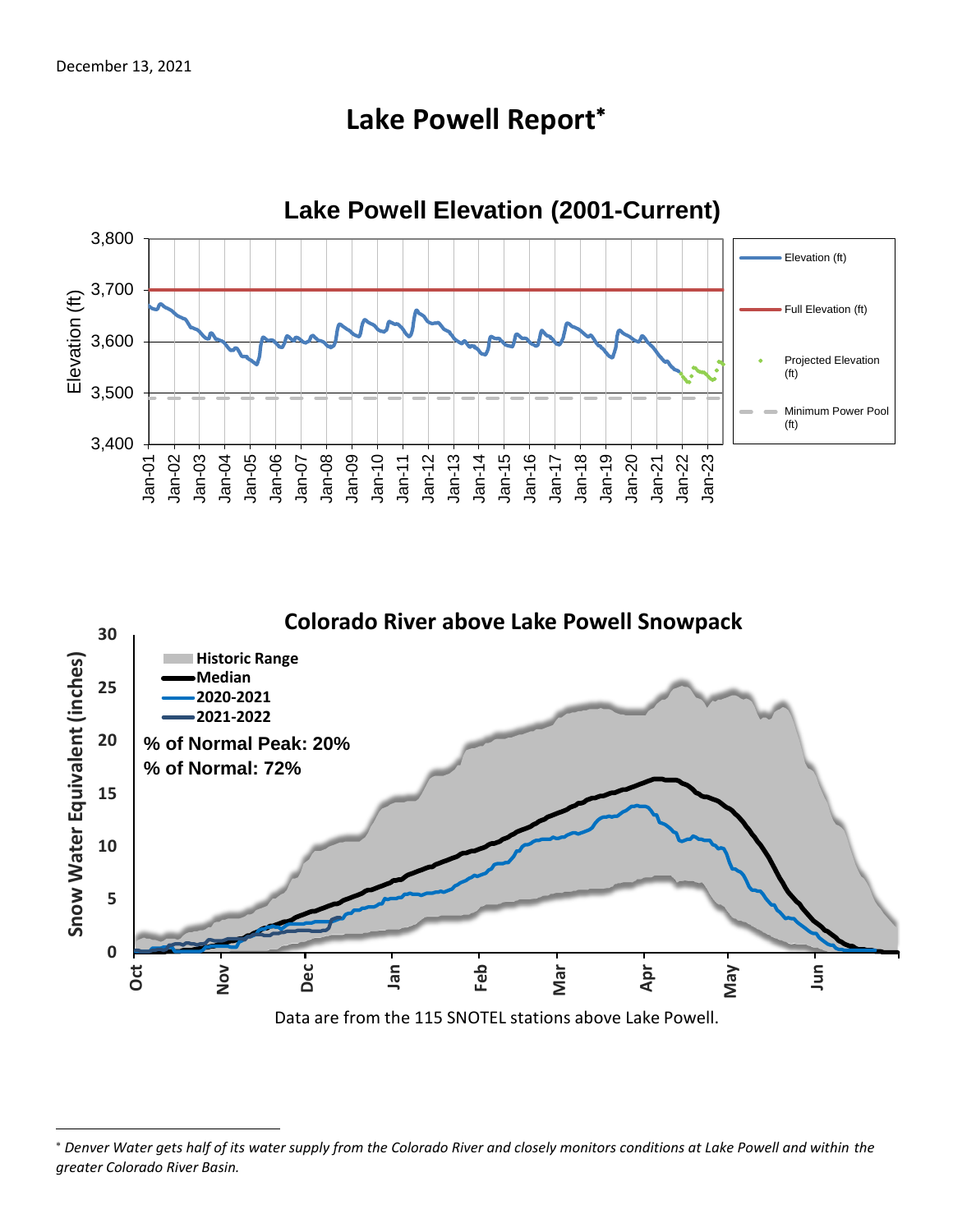December 13, 2021

# Lake Powell Report*

## Lake Powell Elevation (2001-Current)

3,800
3,700
3,600
3,500
3,400

Elevation (ft)

Jan-01 Jan-02 Jan-03 Jan-04 Jan-05 Jan-06 Jan-07 Jan-08 Jan-09 Jan-10 Jan-11 Jan-12 Jan-13 Jan-14 Jan-15 Jan-16 Jan-17 Jan-18 Jan-19 Jan-20 Jan-21 Jan-22 Jan-23

Elevation (ft)
Full Elevation (ft)
Projected Elevation (ft)
Minimum Power Pool (ft)

## Colorado River above Lake Powell Snowpack

30
25
20
15
10
5
0

Snow Water Equivalent (inches)

Historic Range
Median
2020-2021
2021-2022

**% of Normal Peak: 20%**
**% of Normal: 72%**

Oct Nov Dec Jan Feb Mar Apr May Jun

Data are from the 115 SNOTEL stations above Lake Powell.

---

* *Denver Water gets half of its water supply from the Colorado River and closely monitors conditions at Lake Powell and within the greater Colorado River Basin.*